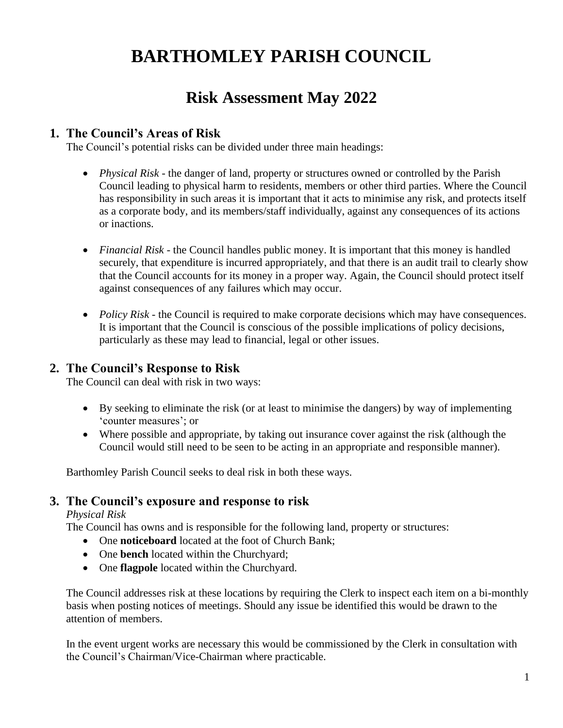# BARTHOMLEY PARISH COUNCIL

## Risk Assessment May 2022

### 1. The Council's Areas of Risk

The Council's potential risks can be divided under three main headings:

- *Physical Risk* - the danger of land, property or structures owned or controlled by the Parish Council leading to physical harm to residents, members or other third parties. Where the Council has responsibility in such areas it is important that it acts to minimise any risk, and protects itself as a corporate body, and its members/staff individually, against any consequences of its actions or inactions.

- *Financial Risk* - the Council handles public money. It is important that this money is handled securely, that expenditure is incurred appropriately, and that there is an audit trail to clearly show that the Council accounts for its money in a proper way. Again, the Council should protect itself against consequences of any failures which may occur.

- *Policy Risk* - the Council is required to make corporate decisions which may have consequences. It is important that the Council is conscious of the possible implications of policy decisions, particularly as these may lead to financial, legal or other issues.

### 2. The Council's Response to Risk

The Council can deal with risk in two ways:

- By seeking to eliminate the risk (or at least to minimise the dangers) by way of implementing 'counter measures'; or
- Where possible and appropriate, by taking out insurance cover against the risk (although the Council would still need to be seen to be acting in an appropriate and responsible manner).

Barthomley Parish Council seeks to deal risk in both these ways.

### 3. The Council's exposure and response to risk

*Physical Risk*

The Council has owns and is responsible for the following land, property or structures:

- One **noticeboard** located at the foot of Church Bank;
- One **bench** located within the Churchyard;
- One **flagpole** located within the Churchyard.

The Council addresses risk at these locations by requiring the Clerk to inspect each item on a bi-monthly basis when posting notices of meetings. Should any issue be identified this would be drawn to the attention of members.

In the event urgent works are necessary this would be commissioned by the Clerk in consultation with the Council's Chairman/Vice-Chairman where practicable.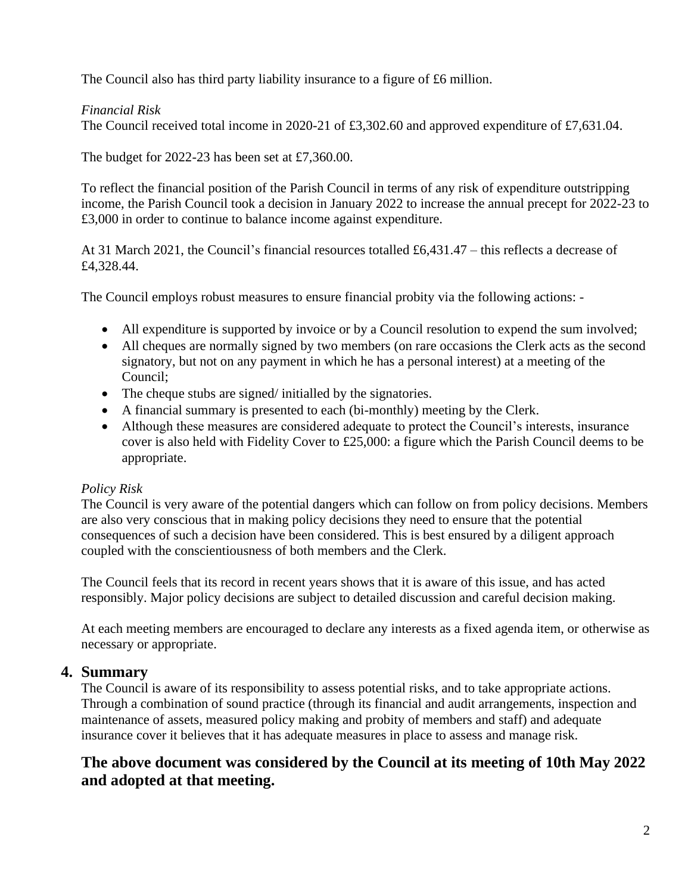The Council also has third party liability insurance to a figure of £6 million.

*Financial Risk*

The Council received total income in 2020-21 of £3,302.60 and approved expenditure of £7,631.04.

The budget for 2022-23 has been set at £7,360.00.

To reflect the financial position of the Parish Council in terms of any risk of expenditure outstripping income, the Parish Council took a decision in January 2022 to increase the annual precept for 2022-23 to £3,000 in order to continue to balance income against expenditure.

At 31 March 2021, the Council's financial resources totalled £6,431.47 – this reflects a decrease of £4,328.44.

The Council employs robust measures to ensure financial probity via the following actions: -

- All expenditure is supported by invoice or by a Council resolution to expend the sum involved;
- All cheques are normally signed by two members (on rare occasions the Clerk acts as the second signatory, but not on any payment in which he has a personal interest) at a meeting of the Council;
- The cheque stubs are signed/ initialled by the signatories.
- A financial summary is presented to each (bi-monthly) meeting by the Clerk.
- Although these measures are considered adequate to protect the Council's interests, insurance cover is also held with Fidelity Cover to £25,000: a figure which the Parish Council deems to be appropriate.

*Policy Risk*

The Council is very aware of the potential dangers which can follow on from policy decisions. Members are also very conscious that in making policy decisions they need to ensure that the potential consequences of such a decision have been considered. This is best ensured by a diligent approach coupled with the conscientiousness of both members and the Clerk.

The Council feels that its record in recent years shows that it is aware of this issue, and has acted responsibly. Major policy decisions are subject to detailed discussion and careful decision making.

At each meeting members are encouraged to declare any interests as a fixed agenda item, or otherwise as necessary or appropriate.

## 4. Summary

The Council is aware of its responsibility to assess potential risks, and to take appropriate actions. Through a combination of sound practice (through its financial and audit arrangements, inspection and maintenance of assets, measured policy making and probity of members and staff) and adequate insurance cover it believes that it has adequate measures in place to assess and manage risk.

**The above document was considered by the Council at its meeting of 10th May 2022 and adopted at that meeting.**